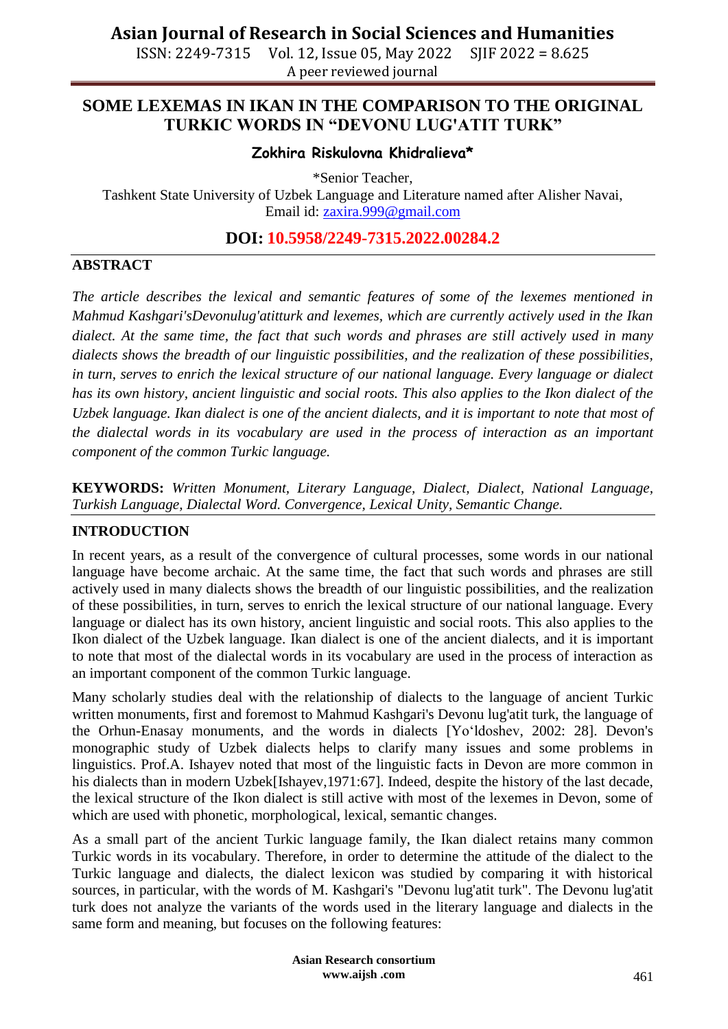# SOME LEXEMAS IN IKAN IN THE COMPARISON TO THE ORIGINAL TURKIC WORDS IN "DEVONU LUG'ATIT TURK"

**Zokhira Riskulovna Khidralieva***

*Senior Teacher,
Tashkent State University of Uzbek Language and Literature named after Alisher Navai,
Email id: zaxira.999@gmail.com

**DOI: 10.5958/2249-7315.2022.00284.2**

## ABSTRACT

*The article describes the lexical and semantic features of some of the lexemes mentioned in Mahmud Kashgari'sDevonulug'atitturk and lexemes, which are currently actively used in the Ikan dialect. At the same time, the fact that such words and phrases are still actively used in many dialects shows the breadth of our linguistic possibilities, and the realization of these possibilities, in turn, serves to enrich the lexical structure of our national language. Every language or dialect has its own history, ancient linguistic and social roots. This also applies to the Ikon dialect of the Uzbek language. Ikan dialect is one of the ancient dialects, and it is important to note that most of the dialectal words in its vocabulary are used in the process of interaction as an important component of the common Turkic language.*

**KEYWORDS:** *Written Monument, Literary Language, Dialect, Dialect, National Language, Turkish Language, Dialectal Word. Convergence, Lexical Unity, Semantic Change.*

## INTRODUCTION

In recent years, as a result of the convergence of cultural processes, some words in our national language have become archaic. At the same time, the fact that such words and phrases are still actively used in many dialects shows the breadth of our linguistic possibilities, and the realization of these possibilities, in turn, serves to enrich the lexical structure of our national language. Every language or dialect has its own history, ancient linguistic and social roots. This also applies to the Ikon dialect of the Uzbek language. Ikan dialect is one of the ancient dialects, and it is important to note that most of the dialectal words in its vocabulary are used in the process of interaction as an important component of the common Turkic language.

Many scholarly studies deal with the relationship of dialects to the language of ancient Turkic written monuments, first and foremost to Mahmud Kashgari's Devonu lug'atit turk, the language of the Orhun-Enasay monuments, and the words in dialects [Yo'ldoshev, 2002: 28]. Devon's monographic study of Uzbek dialects helps to clarify many issues and some problems in linguistics. Prof.A. Ishayev noted that most of the linguistic facts in Devon are more common in his dialects than in modern Uzbek[Ishayev,1971:67]. Indeed, despite the history of the last decade, the lexical structure of the Ikon dialect is still active with most of the lexemes in Devon, some of which are used with phonetic, morphological, lexical, semantic changes.

As a small part of the ancient Turkic language family, the Ikan dialect retains many common Turkic words in its vocabulary. Therefore, in order to determine the attitude of the dialect to the Turkic language and dialects, the dialect lexicon was studied by comparing it with historical sources, in particular, with the words of M. Kashgari's "Devonu lug'atit turk". The Devonu lug'atit turk does not analyze the variants of the words used in the literary language and dialects in the same form and meaning, but focuses on the following features: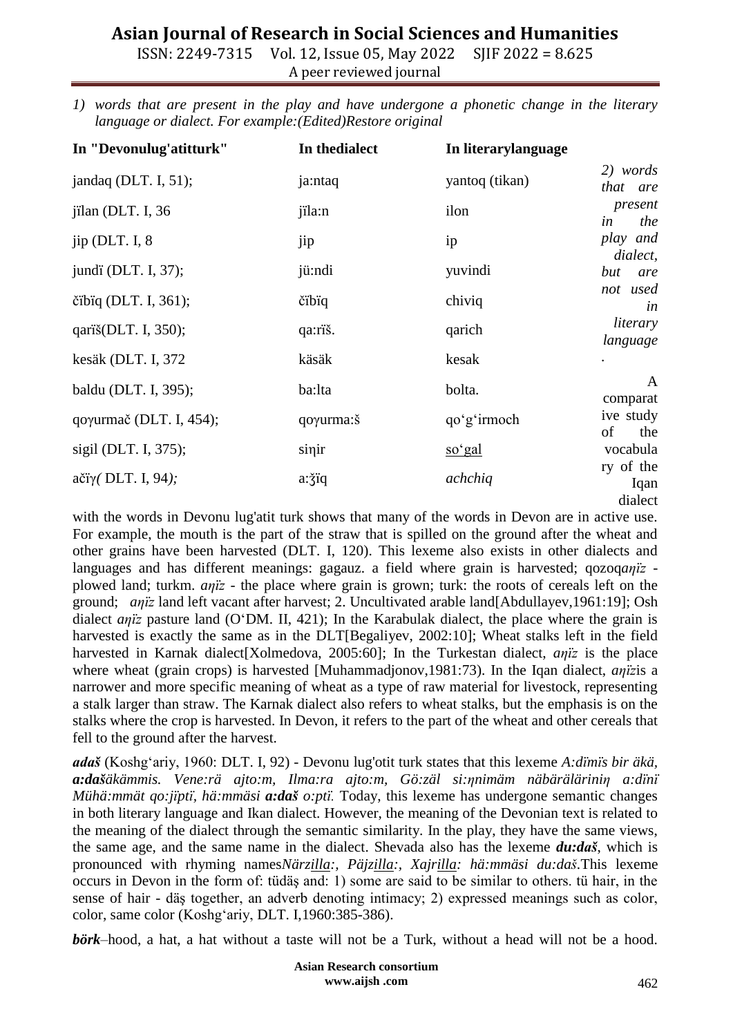*1) words that are present in the play and have undergone a phonetic change in the literary language or dialect. For example:(Edited)Restore original*

| In "Devonulug'atitturk" | In thedialect | In literarylanguage |
|---|---|---|
| jandaq (DLT. I, 51); | ja:ntaq | yantoq (tikan) |
| jïlan (DLT. I, 36 | jïla:n | ilon |
| jip (DLT. I, 8 | jip | ip |
| jundï (DLT. I, 37); | jü:ndi | yuvindi |
| čïbïq (DLT. I, 361); | čïbïq | chiviq |
| qarïš(DLT. I, 350); | qa:rïš. | qarich |
| kesäk (DLT. I, 372 | käsäk | kesak |
| baldu (DLT. I, 395); | ba:lta | bolta. |
| qoγurmač (DLT. I, 454); | qoγurma:š | qo'g'irmoch |
| sigil (DLT. I, 375); | siŋir | so'gal |
| ačïγ*( DLT. I, 94);* | a:ǯïq | *achchiq* |

*2) words that are present in the play and dialect, but are not used in literary language*.

A comparative study of the vocabulary of the Iqan dialect with the words in Devonu lug'atit turk shows that many of the words in Devon are in active use. For example, the mouth is the part of the straw that is spilled on the ground after the wheat and other grains have been harvested (DLT. I, 120). This lexeme also exists in other dialects and languages and has different meanings: gagauz. a field where grain is harvested; qozoq*aŋïz* - plowed land; turkm. *aŋïz* - the place where grain is grown; turk: the roots of cereals left on the ground; *aŋïz* land left vacant after harvest; 2. Uncultivated arable land[Abdullayev,1961:19]; Osh dialect *aŋïz* pasture land (O'DM. II, 421); In the Karabulak dialect, the place where the grain is harvested is exactly the same as in the DLT[Begaliyev, 2002:10]; Wheat stalks left in the field harvested in Karnak dialect[Xolmedova, 2005:60]; In the Turkestan dialect, *aŋïz* is the place where wheat (grain crops) is harvested [Muhammadjonov,1981:73). In the Iqan dialect, *aŋïz*is a narrower and more specific meaning of wheat as a type of raw material for livestock, representing a stalk larger than straw. The Karnak dialect also refers to wheat stalks, but the emphasis is on the stalks where the crop is harvested. In Devon, it refers to the part of the wheat and other cereals that fell to the ground after the harvest.

***adaš*** (Koshg'ariy, 1960: DLT. I, 92) - Devonu lug'otit turk states that this lexeme *A:dïmïs bir äkä,* ***a:daš****äkämmis. Vene:rä ajto:m, Ilma:ra ajto:m, Gö:zäl si:ŋnimäm näbäräläriniŋ a:dïnï Mühä:mmät qo:jïptï, hä:mmäsi* ***a:daš*** *o:ptï.* Today, this lexeme has undergone semantic changes in both literary language and Ikan dialect. However, the meaning of the Devonian text is related to the meaning of the dialect through the semantic similarity. In the play, they have the same views, the same age, and the same name in the dialect. Shevada also has the lexeme ***du:daš***, which is pronounced with rhyming names*Närzilla:, Päjzilla:, Xajrilla: hä:mmäsi du:daš*.This lexeme occurs in Devon in the form of: tüdäş and: 1) some are said to be similar to others. tü hair, in the sense of hair - däş together, an adverb denoting intimacy; 2) expressed meanings such as color, color, same color (Koshg'ariy, DLT. I,1960:385-386).

***börk***–hood, a hat, a hat without a taste will not be a Turk, without a head will not be a hood.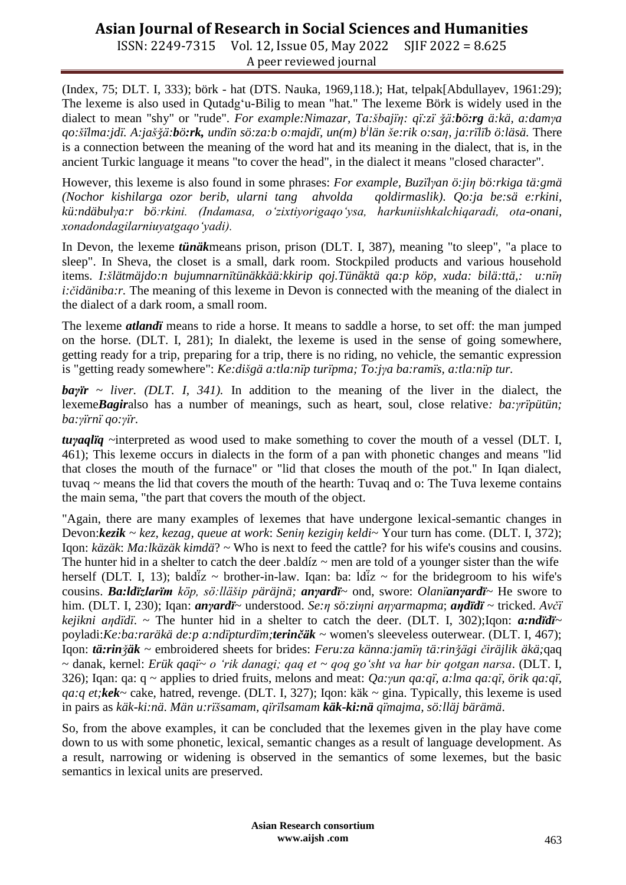(Index, 75; DLT. I, 333); börk - hat (DTS. Nauka, 1969,118.); Hat, telpak[Abdullayev, 1961:29); The lexeme is also used in Qutadg'u-Bilig to mean "hat." The lexeme Börk is widely used in the dialect to mean "shy" or "rude". *For example:Nimazar, Ta:šbajïŋ: qï:zï ǯä:**bö:rg** ä:kä, a:damγa qo:šïlma:jdï. A:jašǯä:**bö:rk,** undïn sö:za:b o:majdï, un(m) b[i]län še:rik o:saŋ, ja:rïlïb ö:läsä.* There is a connection between the meaning of the word hat and its meaning in the dialect, that is, in the ancient Turkic language it means "to cover the head", in the dialect it means "closed character".

However, this lexeme is also found in some phrases: *For example, Buzïlγan ö:jiŋ bö:rkiga tä:gmä (Nochor kishilarga ozor berib, ularni tang ahvolda qoldirmaslik). Qo:ja be:sä e:rkini, kü:ndäbulγa:r bö:rkini. (Indamasa, o'zixtiyorigaqo'ysa, harkuniishkalchiqaradi, ota-onani, xonadondagilarniuyatgaqo'yadi).*

In Devon, the lexeme ***tünäk***means prison, prison (DLT. I, 387), meaning "to sleep", "a place to sleep". In Sheva, the closet is a small, dark room. Stockpiled products and various household items. *I:šlätmäjdo:n bujumnarnïtünäkkää:kkirip qoj.Tünäktä qa:p köp, xuda: bilä:ttä,: u:nïŋ i:čidäniba:r.* The meaning of this lexeme in Devon is connected with the meaning of the dialect in the dialect of a dark room, a small room.

The lexeme ***atlandï*** means to ride a horse. It means to saddle a horse, to set off: the man jumped on the horse. (DLT. I, 281); In dialekt, the lexeme is used in the sense of going somewhere, getting ready for a trip, preparing for a trip, there is no riding, no vehicle, the semantic expression is "getting ready somewhere": *Ke:dišgä a:tla:nïp turïpma; To:jγa ba:ramïs, a:tla:nïp tur.*

***baγïr** ~ liver. (DLT. I, 341).* In addition to the meaning of the liver in the dialect, the lexeme***Bagir***also has a number of meanings, such as heart, soul, close relative*: ba:γrïpütün; ba:γïrnï qo:γïr.*

***tuγaqlïq*** ~interpreted as wood used to make something to cover the mouth of a vessel (DLT. I, 461); This lexeme occurs in dialects in the form of a pan with phonetic changes and means "lid that closes the mouth of the furnace" or "lid that closes the mouth of the pot." In Iqan dialect, tuvaq ~ means the lid that covers the mouth of the hearth: Tuvaq and o: The Tuva lexeme contains the main sema, "the part that covers the mouth of the object.

"Again, there are many examples of lexemes that have undergone lexical-semantic changes in Devon:***kezik*** ~ *kez*, *kezag*, *queue at work*: *Seniŋ kezigiŋ keldi*~ Your turn has come. (DLT. I, 372); Iqon: *käzäk*: *Ma:lkäzäk kimdä*? ~ Who is next to feed the cattle? for his wife's cousins and cousins. The hunter hid in a shelter to catch the deer .baldíz ~ men are told of a younger sister than the wife herself (DLT. I, 13); baldǐz ~ brother-in-law. Iqan: ba: ldǐz ~ for the bridegroom to his wife's cousins. ***Ba:ldïzlarïm*** *köp, sö:lläšip päräjnä;* ***anγardï***~ ond, swore: *Olanï**anγardï***~ He swore to him. (DLT. I, 230); Iqan: ***anγardï***~ understood. *Se:ŋ sö:ziŋni aŋγarmapma*; ***aŋdïdï*** ~ tricked. *Avčï kejikni aŋdïdï*. ~ The hunter hid in a shelter to catch the deer. (DLT. I, 302);Iqon: ***a:ndïdï***~ poyladi:*Ke:ba:raräkä de:p a:ndïpturdïm;**terinčäk*** ~ women's sleeveless outerwear. (DLT. I, 467); Iqon: ***tä:rinǯäk*** ~ embroidered sheets for brides: *Feru:za känna:jamïŋ tä:rinǯägi čiräjlik äkä;*qaq ~ danak, kernel: *Erük qaqï~ o 'rik danagi; qaq et ~ qoq go'sht va har bir qotgan narsa*. (DLT. I, 326); Iqan: qa: q ~ applies to dried fruits, melons and meat: *Qa:γun qa:qï, a:lma qa:qï, örik qa:qï, qa:q et;**kek***~ cake, hatred, revenge. (DLT. I, 327); Iqon: käk ~ gina. Typically, this lexeme is used in pairs as *käk-ki:nä*. *Män u:rïšsamam, qïrïlsamam **käk-ki:nä** qïmajma, sö:lläj bärämä*.

So, from the above examples, it can be concluded that the lexemes given in the play have come down to us with some phonetic, lexical, semantic changes as a result of language development. As a result, narrowing or widening is observed in the semantics of some lexemes, but the basic semantics in lexical units are preserved.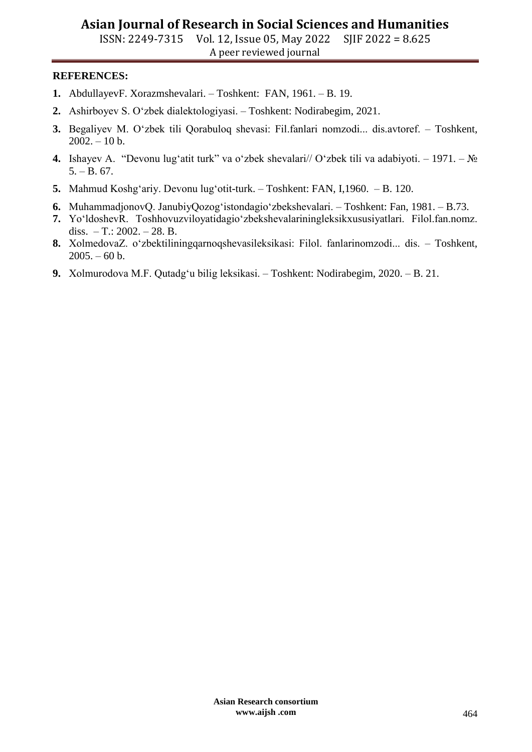**REFERENCES:**

1. AbdullayevF. Xorazmshevalari. – Toshkent: FAN, 1961. – B. 19.
2. Ashirboyev S. O‘zbek dialektologiyasi. – Toshkent: Nodirabegim, 2021.
3. Begaliyev M. O‘zbek tili Qorabuloq shevasi: Fil.fanlari nomzodi... dis.avtoref. – Toshkent, 2002. – 10 b.
4. Ishayev A. “Devonu lug‘atit turk” va o‘zbek shevalari// O‘zbek tili va adabiyoti. – 1971. – № 5. – B. 67.
5. Mahmud Koshg‘ariy. Devonu lug‘otit-turk. – Toshkent: FAN, I,1960. – B. 120.
6. MuhammadjonovQ. JanubiyQozog‘istondagio‘zbekshevalari. – Toshkent: Fan, 1981. – B.73.
7. Yo‘ldoshevR. Toshhovuzviloyatidagio‘zbekshevalariningleksikxususiyatlari. Filol.fan.nomz. diss. – T.: 2002. – 28. B.
8. XolmedovaZ. o‘zbektiliningqarnoqshevasileksikasi: Filol. fanlarinomzodi... dis. – Toshkent, 2005. – 60 b.
9. Xolmurodova M.F. Qutadg‘u bilig leksikasi. – Toshkent: Nodirabegim, 2020. – B. 21.